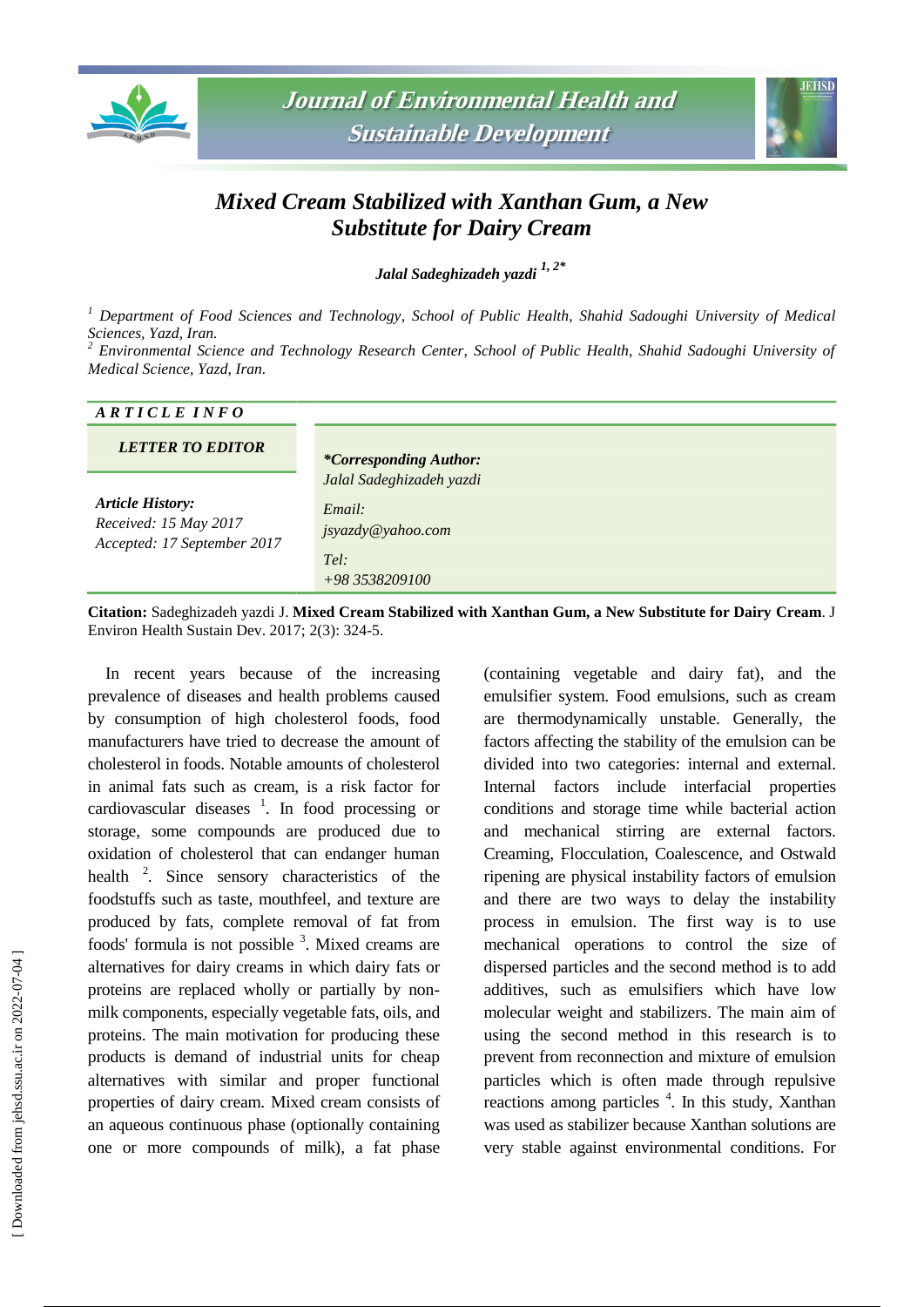# Mixed Cream Stabilized with Xanthan Gum, a New Substitute for Dairy Cream

***Jalal Sadeghizadeh yazdi*** [1, 2*]

*[1] Department of Food Sciences and Technology, School of Public Health, Shahid Sadoughi University of Medical Sciences, Yazd, Iran.*
*[2] Environmental Science and Technology Research Center, School of Public Health, Shahid Sadoughi University of Medical Science, Yazd, Iran.*

**ARTICLE INFO**

***LETTER TO EDITOR***

***Article History:***
*Received: 15 May 2017*
*Accepted: 17 September 2017*

***\*Corresponding Author:***
*Jalal Sadeghizadeh yazdi*

*Email:*
*jsyazdy@yahoo.com*

*Tel:*
*+98 3538209100*

**Citation:** Sadeghizadeh yazdi J. **Mixed Cream Stabilized with Xanthan Gum, a New Substitute for Dairy Cream**. J Environ Health Sustain Dev. 2017; 2(3): 324-5.

In recent years because of the increasing prevalence of diseases and health problems caused by consumption of high cholesterol foods, food manufacturers have tried to decrease the amount of cholesterol in foods. Notable amounts of cholesterol in animal fats such as cream, is a risk factor for cardiovascular diseases [1]. In food processing or storage, some compounds are produced due to oxidation of cholesterol that can endanger human health [2]. Since sensory characteristics of the foodstuffs such as taste, mouthfeel, and texture are produced by fats, complete removal of fat from foods' formula is not possible [3]. Mixed creams are alternatives for dairy creams in which dairy fats or proteins are replaced wholly or partially by non-milk components, especially vegetable fats, oils, and proteins. The main motivation for producing these products is demand of industrial units for cheap alternatives with similar and proper functional properties of dairy cream. Mixed cream consists of an aqueous continuous phase (optionally containing one or more compounds of milk), a fat phase (containing vegetable and dairy fat), and the emulsifier system. Food emulsions, such as cream are thermodynamically unstable. Generally, the factors affecting the stability of the emulsion can be divided into two categories: internal and external. Internal factors include interfacial properties conditions and storage time while bacterial action and mechanical stirring are external factors. Creaming, Flocculation, Coalescence, and Ostwald ripening are physical instability factors of emulsion and there are two ways to delay the instability process in emulsion. The first way is to use mechanical operations to control the size of dispersed particles and the second method is to add additives, such as emulsifiers which have low molecular weight and stabilizers. The main aim of using the second method in this research is to prevent from reconnection and mixture of emulsion particles which is often made through repulsive reactions among particles [4]. In this study, Xanthan was used as stabilizer because Xanthan solutions are very stable against environmental conditions. For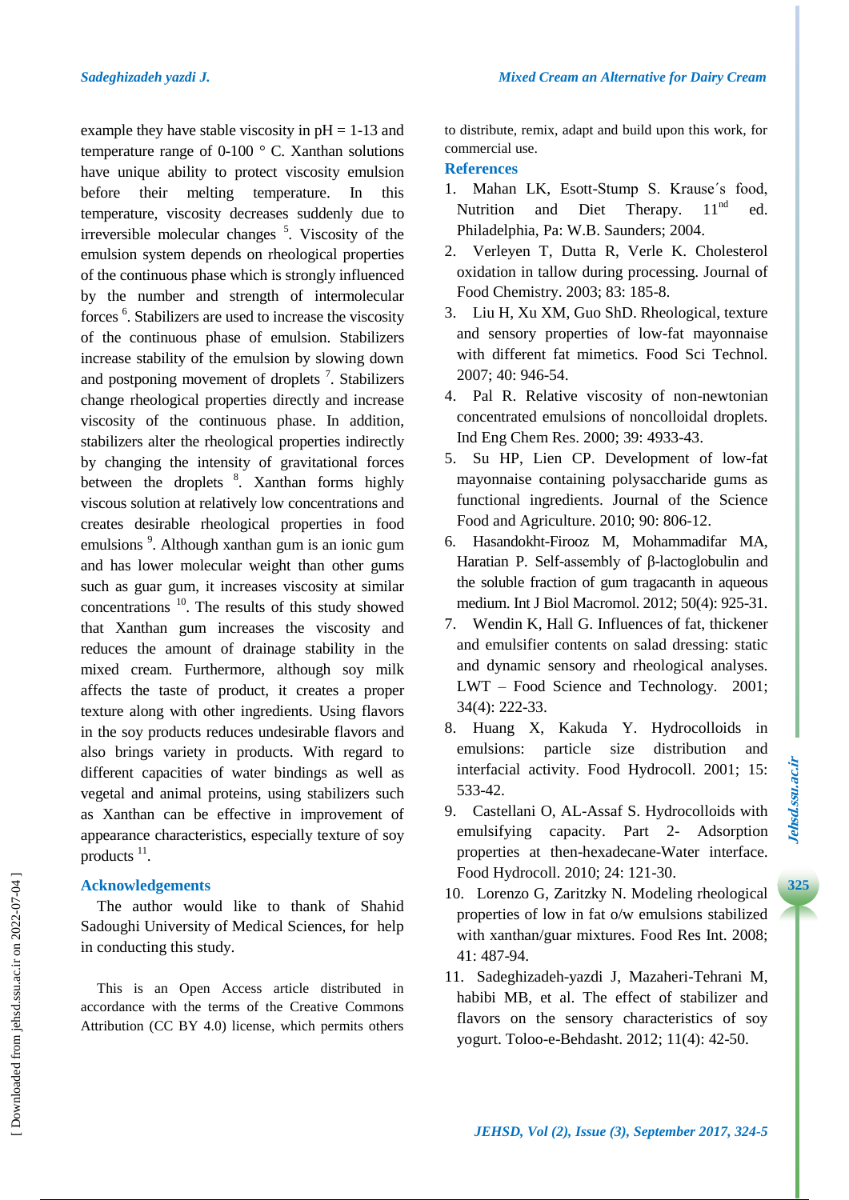example they have stable viscosity in pH = 1-13 and temperature range of 0-100 ° C. Xanthan solutions have unique ability to protect viscosity emulsion before their melting temperature. In this temperature, viscosity decreases suddenly due to irreversible molecular changes [5]. Viscosity of the emulsion system depends on rheological properties of the continuous phase which is strongly influenced by the number and strength of intermolecular forces [6]. Stabilizers are used to increase the viscosity of the continuous phase of emulsion. Stabilizers increase stability of the emulsion by slowing down and postponing movement of droplets [7]. Stabilizers change rheological properties directly and increase viscosity of the continuous phase. In addition, stabilizers alter the rheological properties indirectly by changing the intensity of gravitational forces between the droplets [8]. Xanthan forms highly viscous solution at relatively low concentrations and creates desirable rheological properties in food emulsions [9]. Although xanthan gum is an ionic gum and has lower molecular weight than other gums such as guar gum, it increases viscosity at similar concentrations [10]. The results of this study showed that Xanthan gum increases the viscosity and reduces the amount of drainage stability in the mixed cream. Furthermore, although soy milk affects the taste of product, it creates a proper texture along with other ingredients. Using flavors in the soy products reduces undesirable flavors and also brings variety in products. With regard to different capacities of water bindings as well as vegetal and animal proteins, using stabilizers such as Xanthan can be effective in improvement of appearance characteristics, especially texture of soy products [11].

## Acknowledgements

The author would like to thank of Shahid Sadoughi University of Medical Sciences, for help in conducting this study.

This is an Open Access article distributed in accordance with the terms of the Creative Commons Attribution (CC BY 4.0) license, which permits others to distribute, remix, adapt and build upon this work, for commercial use.

## References

1. Mahan LK, Esott-Stump S. Krause´s food, Nutrition and Diet Therapy. 11nd ed. Philadelphia, Pa: W.B. Saunders; 2004.
2. Verleyen T, Dutta R, Verle K. Cholesterol oxidation in tallow during processing. Journal of Food Chemistry. 2003; 83: 185-8.
3. Liu H, Xu XM, Guo ShD. Rheological, texture and sensory properties of low-fat mayonnaise with different fat mimetics. Food Sci Technol. 2007; 40: 946-54.
4. Pal R. Relative viscosity of non-newtonian concentrated emulsions of noncolloidal droplets. Ind Eng Chem Res. 2000; 39: 4933-43.
5. Su HP, Lien CP. Development of low-fat mayonnaise containing polysaccharide gums as functional ingredients. Journal of the Science Food and Agriculture. 2010; 90: 806-12.
6. Hasandokht-Firooz M, Mohammadifar MA, Haratian P. Self-assembly of β-lactoglobulin and the soluble fraction of gum tragacanth in aqueous medium. Int J Biol Macromol. 2012; 50(4): 925-31.
7. Wendin K, Hall G. Influences of fat, thickener and emulsifier contents on salad dressing: static and dynamic sensory and rheological analyses. LWT – Food Science and Technology. 2001; 34(4): 222-33.
8. Huang X, Kakuda Y. Hydrocolloids in emulsions: particle size distribution and interfacial activity. Food Hydrocoll. 2001; 15: 533-42.
9. Castellani O, AL-Assaf S. Hydrocolloids with emulsifying capacity. Part 2- Adsorption properties at then-hexadecane-Water interface. Food Hydrocoll. 2010; 24: 121-30.
10. Lorenzo G, Zaritzky N. Modeling rheological properties of low in fat o/w emulsions stabilized with xanthan/guar mixtures. Food Res Int. 2008; 41: 487-94.
11. Sadeghizadeh-yazdi J, Mazaheri-Tehrani M, habibi MB, et al. The effect of stabilizer and flavors on the sensory characteristics of soy yogurt. Toloo-e-Behdasht. 2012; 11(4): 42-50.